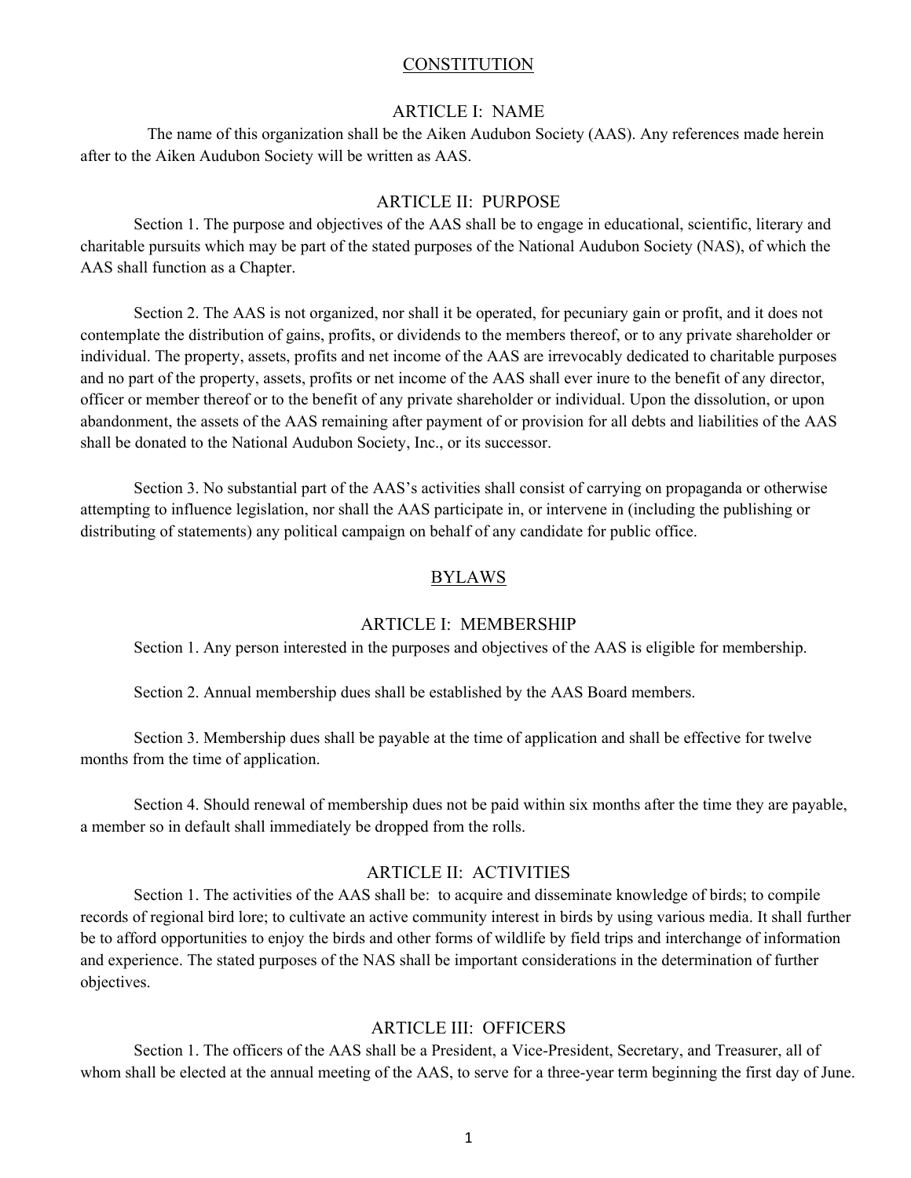# CONSTITUTION

## ARTICLE I: NAME

The name of this organization shall be the Aiken Audubon Society (AAS). Any references made herein after to the Aiken Audubon Society will be written as AAS.

## ARTICLE II: PURPOSE

Section 1. The purpose and objectives of the AAS shall be to engage in educational, scientific, literary and charitable pursuits which may be part of the stated purposes of the National Audubon Society (NAS), of which the AAS shall function as a Chapter.

Section 2. The AAS is not organized, nor shall it be operated, for pecuniary gain or profit, and it does not contemplate the distribution of gains, profits, or dividends to the members thereof, or to any private shareholder or individual. The property, assets, profits and net income of the AAS are irrevocably dedicated to charitable purposes and no part of the property, assets, profits or net income of the AAS shall ever inure to the benefit of any director, officer or member thereof or to the benefit of any private shareholder or individual. Upon the dissolution, or upon abandonment, the assets of the AAS remaining after payment of or provision for all debts and liabilities of the AAS shall be donated to the National Audubon Society, Inc., or its successor.

Section 3. No substantial part of the AAS's activities shall consist of carrying on propaganda or otherwise attempting to influence legislation, nor shall the AAS participate in, or intervene in (including the publishing or distributing of statements) any political campaign on behalf of any candidate for public office.

# BYLAWS

## ARTICLE I: MEMBERSHIP

Section 1. Any person interested in the purposes and objectives of the AAS is eligible for membership.

Section 2. Annual membership dues shall be established by the AAS Board members.

Section 3. Membership dues shall be payable at the time of application and shall be effective for twelve months from the time of application.

Section 4. Should renewal of membership dues not be paid within six months after the time they are payable, a member so in default shall immediately be dropped from the rolls.

## ARTICLE II: ACTIVITIES

Section 1. The activities of the AAS shall be: to acquire and disseminate knowledge of birds; to compile records of regional bird lore; to cultivate an active community interest in birds by using various media. It shall further be to afford opportunities to enjoy the birds and other forms of wildlife by field trips and interchange of information and experience. The stated purposes of the NAS shall be important considerations in the determination of further objectives.

## ARTICLE III: OFFICERS

Section 1. The officers of the AAS shall be a President, a Vice-President, Secretary, and Treasurer, all of whom shall be elected at the annual meeting of the AAS, to serve for a three-year term beginning the first day of June.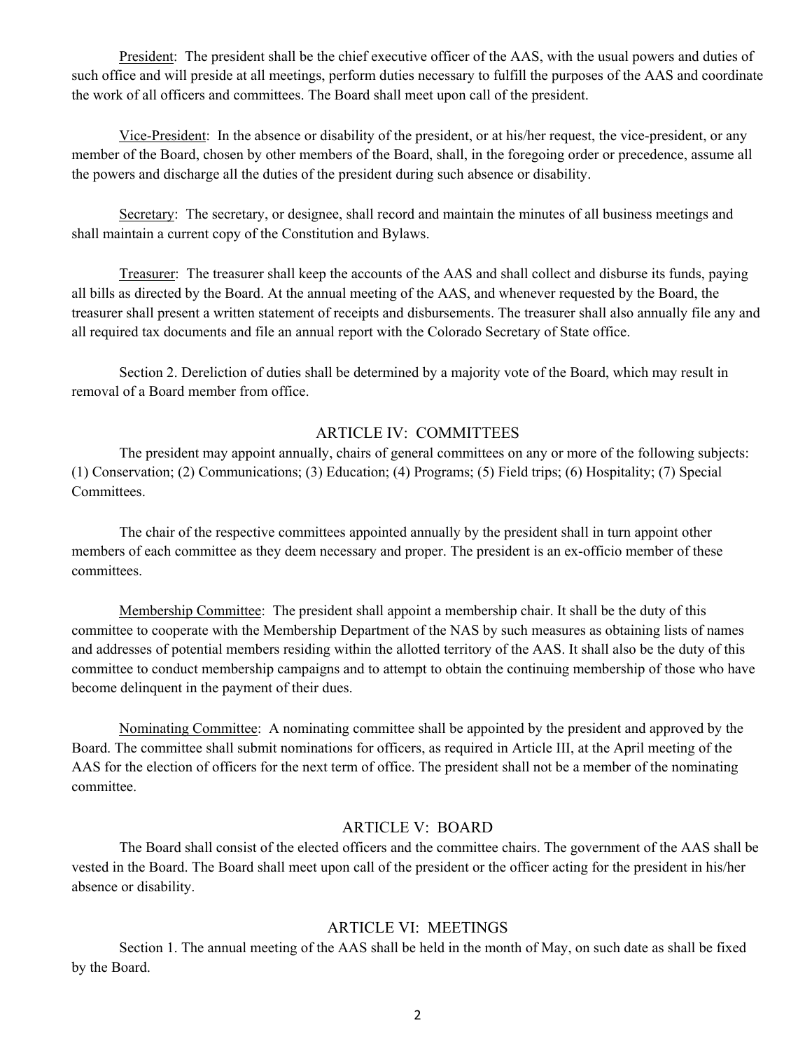President: The president shall be the chief executive officer of the AAS, with the usual powers and duties of such office and will preside at all meetings, perform duties necessary to fulfill the purposes of the AAS and coordinate the work of all officers and committees. The Board shall meet upon call of the president.

Vice-President: In the absence or disability of the president, or at his/her request, the vice-president, or any member of the Board, chosen by other members of the Board, shall, in the foregoing order or precedence, assume all the powers and discharge all the duties of the president during such absence or disability.

Secretary: The secretary, or designee, shall record and maintain the minutes of all business meetings and shall maintain a current copy of the Constitution and Bylaws.

Treasurer: The treasurer shall keep the accounts of the AAS and shall collect and disburse its funds, paying all bills as directed by the Board. At the annual meeting of the AAS, and whenever requested by the Board, the treasurer shall present a written statement of receipts and disbursements. The treasurer shall also annually file any and all required tax documents and file an annual report with the Colorado Secretary of State office.

Section 2. Dereliction of duties shall be determined by a majority vote of the Board, which may result in removal of a Board member from office.

## ARTICLE IV: COMMITTEES

The president may appoint annually, chairs of general committees on any or more of the following subjects: (1) Conservation; (2) Communications; (3) Education; (4) Programs; (5) Field trips; (6) Hospitality; (7) Special Committees.

The chair of the respective committees appointed annually by the president shall in turn appoint other members of each committee as they deem necessary and proper. The president is an ex-officio member of these committees.

Membership Committee: The president shall appoint a membership chair. It shall be the duty of this committee to cooperate with the Membership Department of the NAS by such measures as obtaining lists of names and addresses of potential members residing within the allotted territory of the AAS. It shall also be the duty of this committee to conduct membership campaigns and to attempt to obtain the continuing membership of those who have become delinquent in the payment of their dues.

Nominating Committee: A nominating committee shall be appointed by the president and approved by the Board. The committee shall submit nominations for officers, as required in Article III, at the April meeting of the AAS for the election of officers for the next term of office. The president shall not be a member of the nominating committee.

## ARTICLE V: BOARD

The Board shall consist of the elected officers and the committee chairs. The government of the AAS shall be vested in the Board. The Board shall meet upon call of the president or the officer acting for the president in his/her absence or disability.

## ARTICLE VI: MEETINGS

Section 1. The annual meeting of the AAS shall be held in the month of May, on such date as shall be fixed by the Board.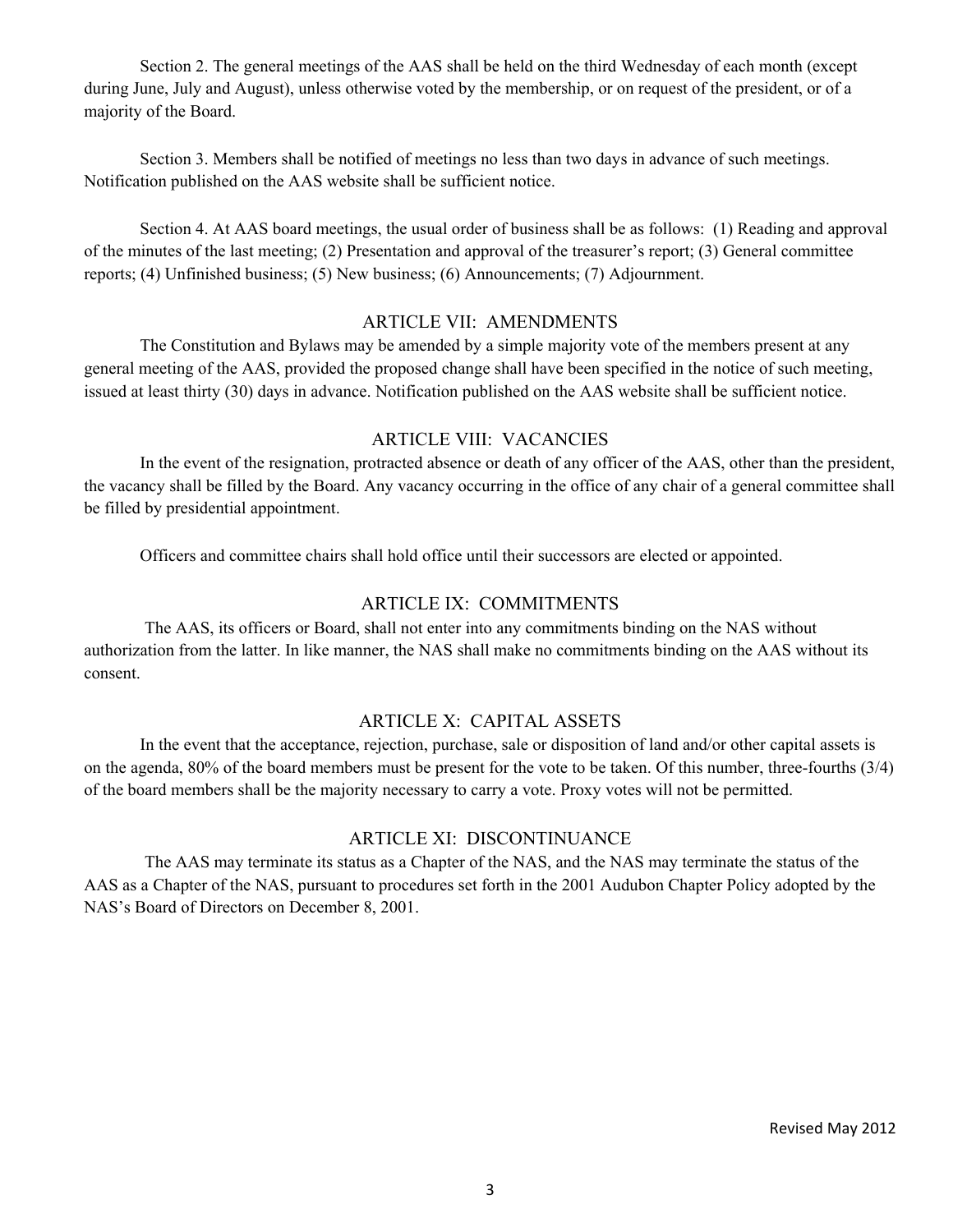Section 2. The general meetings of the AAS shall be held on the third Wednesday of each month (except during June, July and August), unless otherwise voted by the membership, or on request of the president, or of a majority of the Board.

Section 3. Members shall be notified of meetings no less than two days in advance of such meetings. Notification published on the AAS website shall be sufficient notice.

Section 4. At AAS board meetings, the usual order of business shall be as follows: (1) Reading and approval of the minutes of the last meeting; (2) Presentation and approval of the treasurer's report; (3) General committee reports; (4) Unfinished business; (5) New business; (6) Announcements; (7) Adjournment.

## ARTICLE VII: AMENDMENTS

The Constitution and Bylaws may be amended by a simple majority vote of the members present at any general meeting of the AAS, provided the proposed change shall have been specified in the notice of such meeting, issued at least thirty (30) days in advance. Notification published on the AAS website shall be sufficient notice.

## ARTICLE VIII: VACANCIES

In the event of the resignation, protracted absence or death of any officer of the AAS, other than the president, the vacancy shall be filled by the Board. Any vacancy occurring in the office of any chair of a general committee shall be filled by presidential appointment.

Officers and committee chairs shall hold office until their successors are elected or appointed.

## ARTICLE IX: COMMITMENTS

The AAS, its officers or Board, shall not enter into any commitments binding on the NAS without authorization from the latter. In like manner, the NAS shall make no commitments binding on the AAS without its consent.

## ARTICLE X: CAPITAL ASSETS

In the event that the acceptance, rejection, purchase, sale or disposition of land and/or other capital assets is on the agenda, 80% of the board members must be present for the vote to be taken. Of this number, three-fourths (3/4) of the board members shall be the majority necessary to carry a vote. Proxy votes will not be permitted.

## ARTICLE XI: DISCONTINUANCE

The AAS may terminate its status as a Chapter of the NAS, and the NAS may terminate the status of the AAS as a Chapter of the NAS, pursuant to procedures set forth in the 2001 Audubon Chapter Policy adopted by the NAS's Board of Directors on December 8, 2001.

Revised May 2012